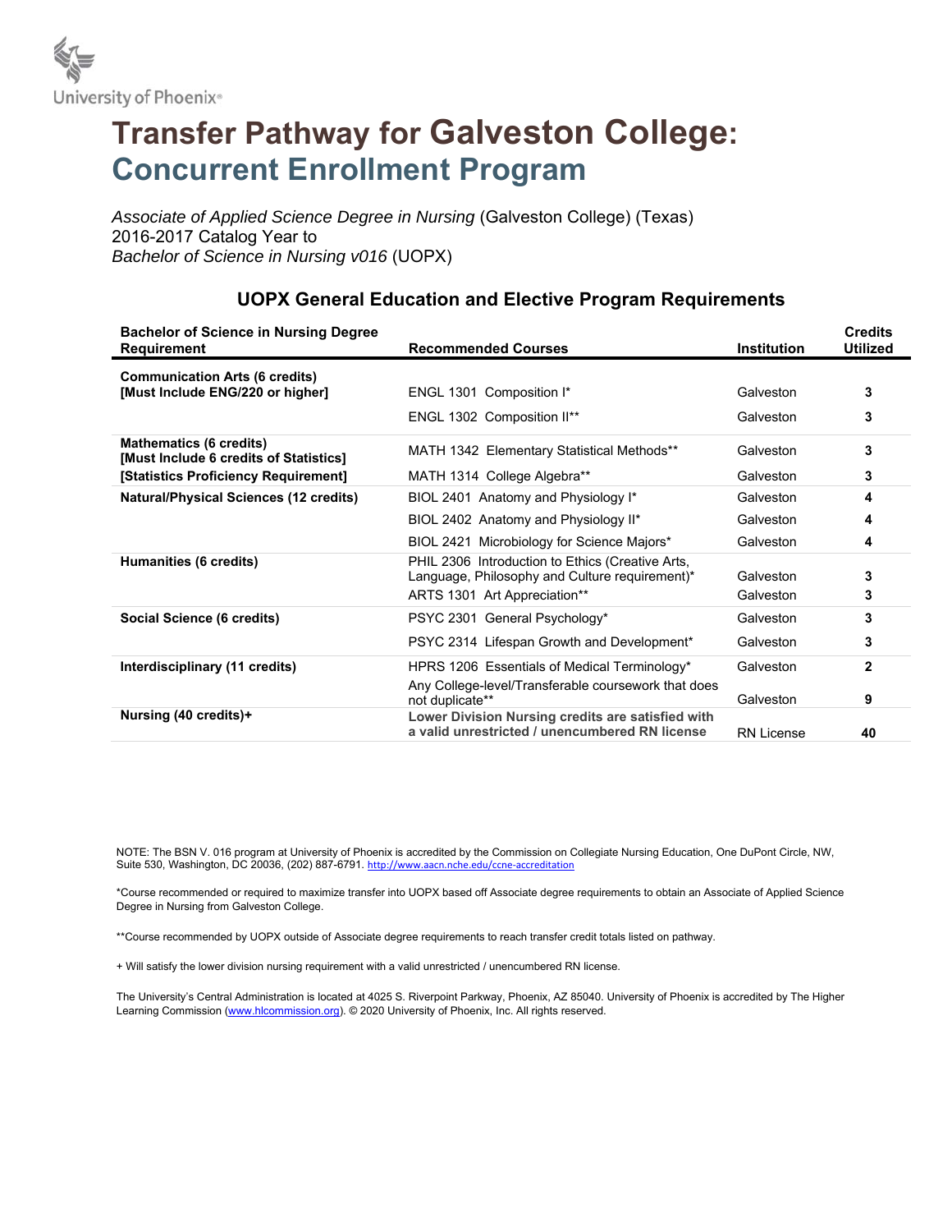University of Phoenix®

# Transfer Pathway for Galveston College: Concurrent Enrollment Program

*Associate of Applied Science Degree in Nursing* (Galveston College) (Texas)
2016-2017 Catalog Year to
*Bachelor of Science in Nursing v016* (UOPX)

## UOPX General Education and Elective Program Requirements

| Bachelor of Science in Nursing Degree Requirement | Recommended Courses | Institution | Credits Utilized |
|---|---|---|---|
| **Communication Arts (6 credits) [Must Include ENG/220 or higher]** | ENGL 1301 Composition I* | Galveston | **3** |
| | ENGL 1302 Composition II** | Galveston | **3** |
| **Mathematics (6 credits) [Must Include 6 credits of Statistics]** | MATH 1342 Elementary Statistical Methods** | Galveston | **3** |
| **[Statistics Proficiency Requirement]** | MATH 1314 College Algebra** | Galveston | **3** |
| **Natural/Physical Sciences (12 credits)** | BIOL 2401 Anatomy and Physiology I* | Galveston | **4** |
| | BIOL 2402 Anatomy and Physiology II* | Galveston | **4** |
| | BIOL 2421 Microbiology for Science Majors* | Galveston | **4** |
| **Humanities (6 credits)** | PHIL 2306 Introduction to Ethics (Creative Arts, Language, Philosophy and Culture requirement)* | Galveston | **3** |
| | ARTS 1301 Art Appreciation** | Galveston | **3** |
| **Social Science (6 credits)** | PSYC 2301 General Psychology* | Galveston | **3** |
| | PSYC 2314 Lifespan Growth and Development* | Galveston | **3** |
| **Interdisciplinary (11 credits)** | HPRS 1206 Essentials of Medical Terminology* | Galveston | **2** |
| | Any College-level/Transferable coursework that does not duplicate** | Galveston | **9** |
| **Nursing (40 credits)+** | **Lower Division Nursing credits are satisfied with a valid unrestricted / unencumbered RN license** | RN License | **40** |

NOTE: The BSN V. 016 program at University of Phoenix is accredited by the Commission on Collegiate Nursing Education, One DuPont Circle, NW, Suite 530, Washington, DC 20036, (202) 887-6791. http://www.aacn.nche.edu/ccne-accreditation

*Course recommended or required to maximize transfer into UOPX based off Associate degree requirements to obtain an Associate of Applied Science Degree in Nursing from Galveston College.

**Course recommended by UOPX outside of Associate degree requirements to reach transfer credit totals listed on pathway.

+ Will satisfy the lower division nursing requirement with a valid unrestricted / unencumbered RN license.

The University's Central Administration is located at 4025 S. Riverpoint Parkway, Phoenix, AZ 85040. University of Phoenix is accredited by The Higher Learning Commission (www.hlcommission.org). © 2020 University of Phoenix, Inc. All rights reserved.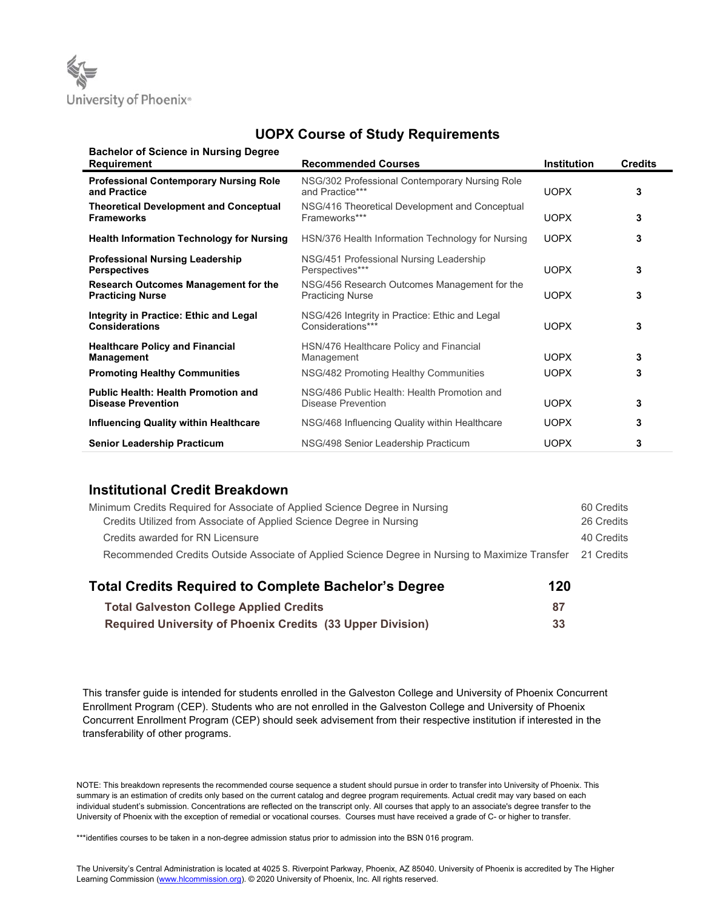University of Phoenix®

# UOPX Course of Study Requirements

| Bachelor of Science in Nursing Degree Requirement | Recommended Courses | Institution | Credits |
|---|---|---|---|
| **Professional Contemporary Nursing Role and Practice** | NSG/302 Professional Contemporary Nursing Role and Practice*** | UOPX | 3 |
| **Theoretical Development and Conceptual Frameworks** | NSG/416 Theoretical Development and Conceptual Frameworks*** | UOPX | 3 |
| **Health Information Technology for Nursing** | HSN/376 Health Information Technology for Nursing | UOPX | 3 |
| **Professional Nursing Leadership Perspectives** | NSG/451 Professional Nursing Leadership Perspectives*** | UOPX | 3 |
| **Research Outcomes Management for the Practicing Nurse** | NSG/456 Research Outcomes Management for the Practicing Nurse | UOPX | 3 |
| **Integrity in Practice: Ethic and Legal Considerations** | NSG/426 Integrity in Practice: Ethic and Legal Considerations*** | UOPX | 3 |
| **Healthcare Policy and Financial Management** | HSN/476 Healthcare Policy and Financial Management | UOPX | 3 |
| **Promoting Healthy Communities** | NSG/482 Promoting Healthy Communities | UOPX | 3 |
| **Public Health: Health Promotion and Disease Prevention** | NSG/486 Public Health: Health Promotion and Disease Prevention | UOPX | 3 |
| **Influencing Quality within Healthcare** | NSG/468 Influencing Quality within Healthcare | UOPX | 3 |
| **Senior Leadership Practicum** | NSG/498 Senior Leadership Practicum | UOPX | 3 |

## Institutional Credit Breakdown

| | |
|---|---|
| Minimum Credits Required for Associate of Applied Science Degree in Nursing | 60 Credits |
| Credits Utilized from Associate of Applied Science Degree in Nursing | 26 Credits |
| Credits awarded for RN Licensure | 40 Credits |
| Recommended Credits Outside Associate of Applied Science Degree in Nursing to Maximize Transfer | 21 Credits |

| | |
|---|---|
| **Total Credits Required to Complete Bachelor's Degree** | **120** |
| **Total Galveston College Applied Credits** | **87** |
| **Required University of Phoenix Credits (33 Upper Division)** | **33** |

This transfer guide is intended for students enrolled in the Galveston College and University of Phoenix Concurrent Enrollment Program (CEP). Students who are not enrolled in the Galveston College and University of Phoenix Concurrent Enrollment Program (CEP) should seek advisement from their respective institution if interested in the transferability of other programs.

NOTE: This breakdown represents the recommended course sequence a student should pursue in order to transfer into University of Phoenix. This summary is an estimation of credits only based on the current catalog and degree program requirements. Actual credit may vary based on each individual student's submission. Concentrations are reflected on the transcript only. All courses that apply to an associate's degree transfer to the University of Phoenix with the exception of remedial or vocational courses. Courses must have received a grade of C- or higher to transfer.

***identifies courses to be taken in a non-degree admission status prior to admission into the BSN 016 program.

The University's Central Administration is located at 4025 S. Riverpoint Parkway, Phoenix, AZ 85040. University of Phoenix is accredited by The Higher Learning Commission (www.hlcommission.org). © 2020 University of Phoenix, Inc. All rights reserved.